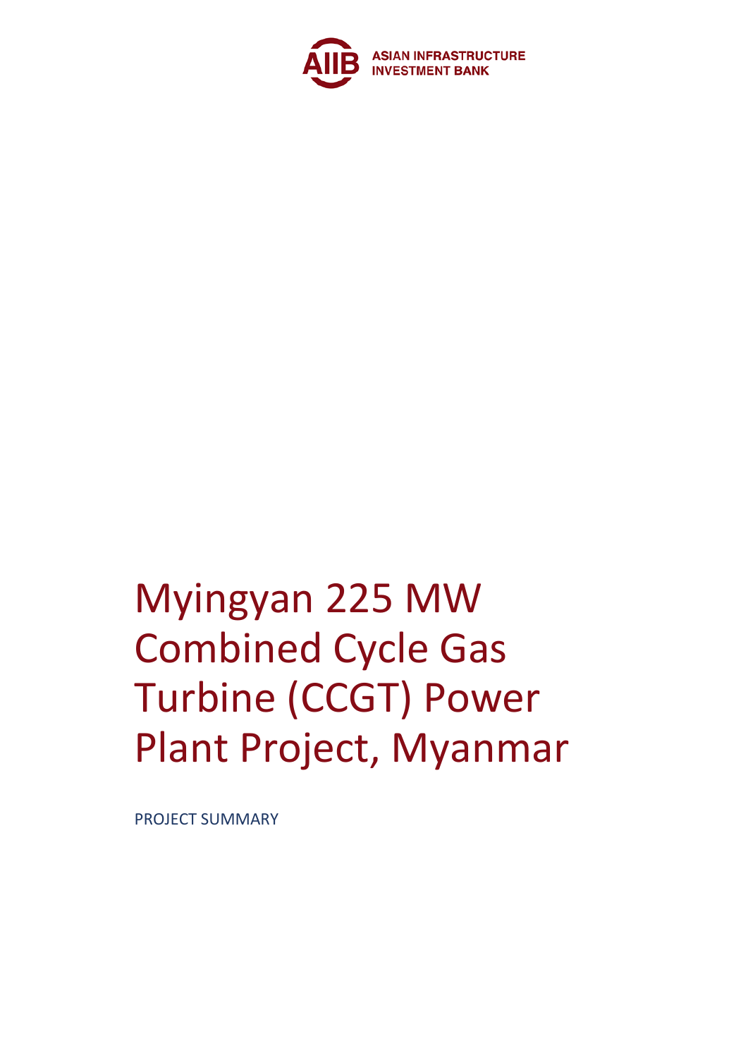ASIAN INFRASTRUCTURE INVESTMENT BANK

# Myingyan 225 MW Combined Cycle Gas Turbine (CCGT) Power Plant Project, Myanmar

PROJECT SUMMARY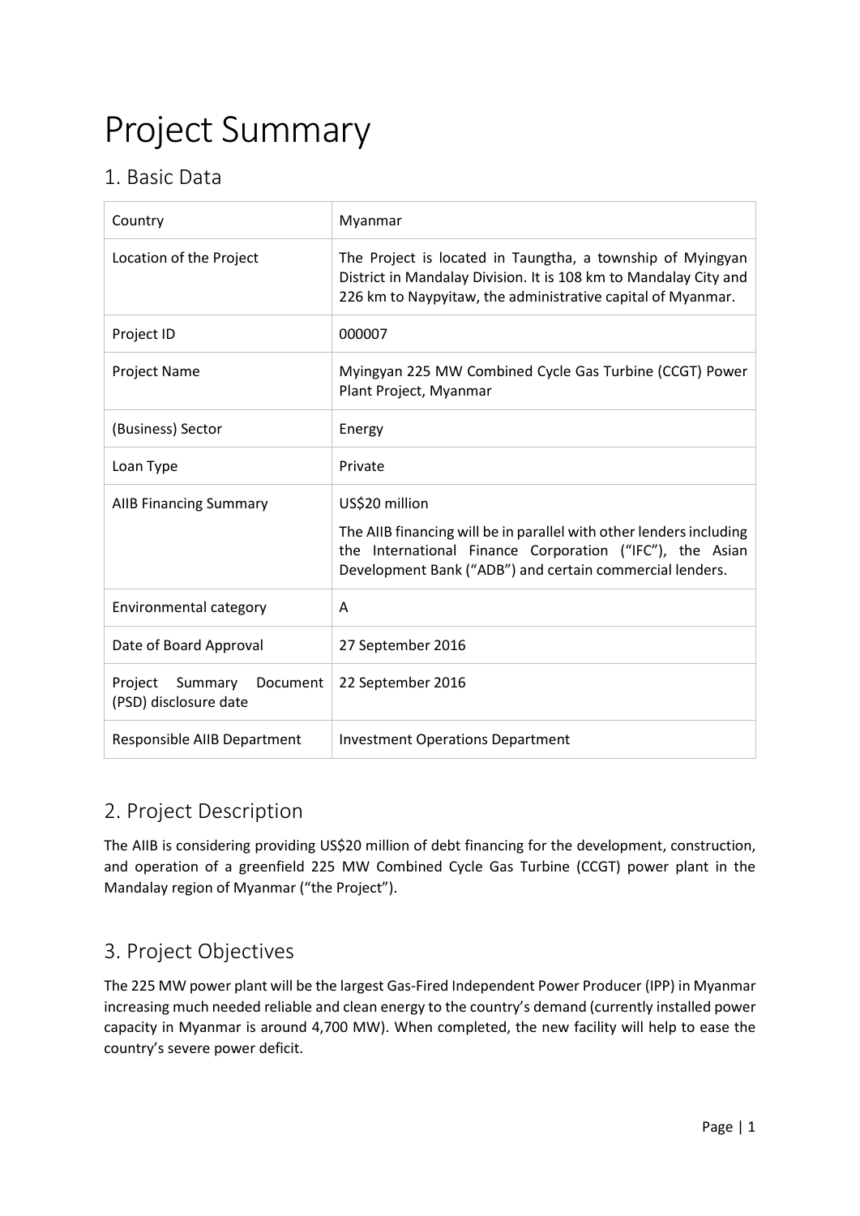# Project Summary

## 1. Basic Data

| Country | Myanmar |
|---|---|
| Location of the Project | The Project is located in Taungtha, a township of Myingyan District in Mandalay Division. It is 108 km to Mandalay City and 226 km to Naypyitaw, the administrative capital of Myanmar. |
| Project ID | 000007 |
| Project Name | Myingyan 225 MW Combined Cycle Gas Turbine (CCGT) Power Plant Project, Myanmar |
| (Business) Sector | Energy |
| Loan Type | Private |
| AIIB Financing Summary | US$20 million<br><br>The AIIB financing will be in parallel with other lenders including the International Finance Corporation ("IFC"), the Asian Development Bank ("ADB") and certain commercial lenders. |
| Environmental category | A |
| Date of Board Approval | 27 September 2016 |
| Project Summary Document (PSD) disclosure date | 22 September 2016 |
| Responsible AIIB Department | Investment Operations Department |

## 2. Project Description

The AIIB is considering providing US$20 million of debt financing for the development, construction, and operation of a greenfield 225 MW Combined Cycle Gas Turbine (CCGT) power plant in the Mandalay region of Myanmar ("the Project").

## 3. Project Objectives

The 225 MW power plant will be the largest Gas-Fired Independent Power Producer (IPP) in Myanmar increasing much needed reliable and clean energy to the country's demand (currently installed power capacity in Myanmar is around 4,700 MW). When completed, the new facility will help to ease the country's severe power deficit.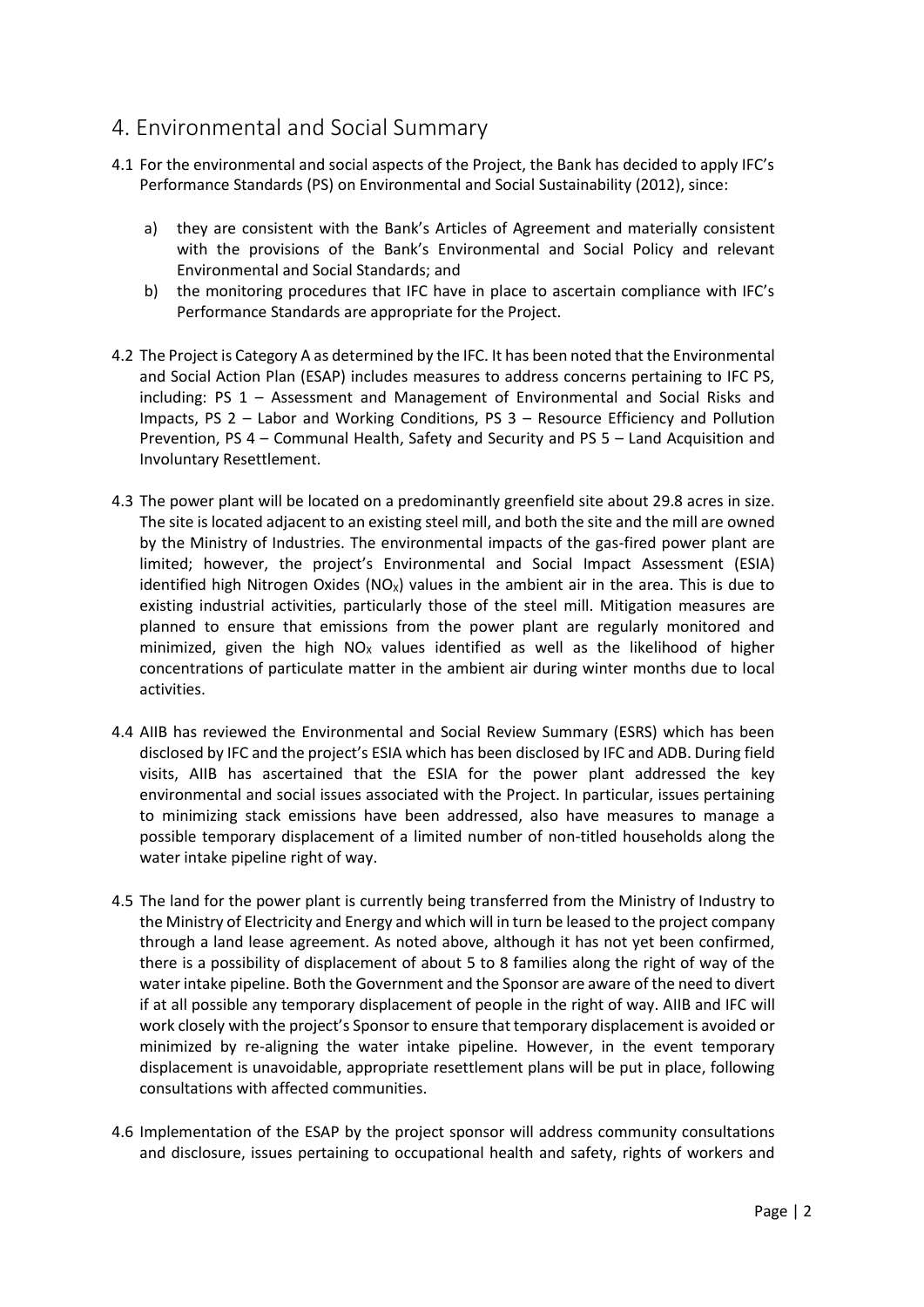# 4. Environmental and Social Summary

4.1 For the environmental and social aspects of the Project, the Bank has decided to apply IFC's Performance Standards (PS) on Environmental and Social Sustainability (2012), since:

a) they are consistent with the Bank's Articles of Agreement and materially consistent with the provisions of the Bank's Environmental and Social Policy and relevant Environmental and Social Standards; and

b) the monitoring procedures that IFC have in place to ascertain compliance with IFC's Performance Standards are appropriate for the Project.

4.2 The Project is Category A as determined by the IFC. It has been noted that the Environmental and Social Action Plan (ESAP) includes measures to address concerns pertaining to IFC PS, including: PS 1 – Assessment and Management of Environmental and Social Risks and Impacts, PS 2 – Labor and Working Conditions, PS 3 – Resource Efficiency and Pollution Prevention, PS 4 – Communal Health, Safety and Security and PS 5 – Land Acquisition and Involuntary Resettlement.

4.3 The power plant will be located on a predominantly greenfield site about 29.8 acres in size. The site is located adjacent to an existing steel mill, and both the site and the mill are owned by the Ministry of Industries. The environmental impacts of the gas-fired power plant are limited; however, the project's Environmental and Social Impact Assessment (ESIA) identified high Nitrogen Oxides ($NO_X$) values in the ambient air in the area. This is due to existing industrial activities, particularly those of the steel mill. Mitigation measures are planned to ensure that emissions from the power plant are regularly monitored and minimized, given the high $NO_X$ values identified as well as the likelihood of higher concentrations of particulate matter in the ambient air during winter months due to local activities.

4.4 AIIB has reviewed the Environmental and Social Review Summary (ESRS) which has been disclosed by IFC and the project's ESIA which has been disclosed by IFC and ADB. During field visits, AIIB has ascertained that the ESIA for the power plant addressed the key environmental and social issues associated with the Project. In particular, issues pertaining to minimizing stack emissions have been addressed, also have measures to manage a possible temporary displacement of a limited number of non-titled households along the water intake pipeline right of way.

4.5 The land for the power plant is currently being transferred from the Ministry of Industry to the Ministry of Electricity and Energy and which will in turn be leased to the project company through a land lease agreement. As noted above, although it has not yet been confirmed, there is a possibility of displacement of about 5 to 8 families along the right of way of the water intake pipeline. Both the Government and the Sponsor are aware of the need to divert if at all possible any temporary displacement of people in the right of way. AIIB and IFC will work closely with the project's Sponsor to ensure that temporary displacement is avoided or minimized by re-aligning the water intake pipeline. However, in the event temporary displacement is unavoidable, appropriate resettlement plans will be put in place, following consultations with affected communities.

4.6 Implementation of the ESAP by the project sponsor will address community consultations and disclosure, issues pertaining to occupational health and safety, rights of workers and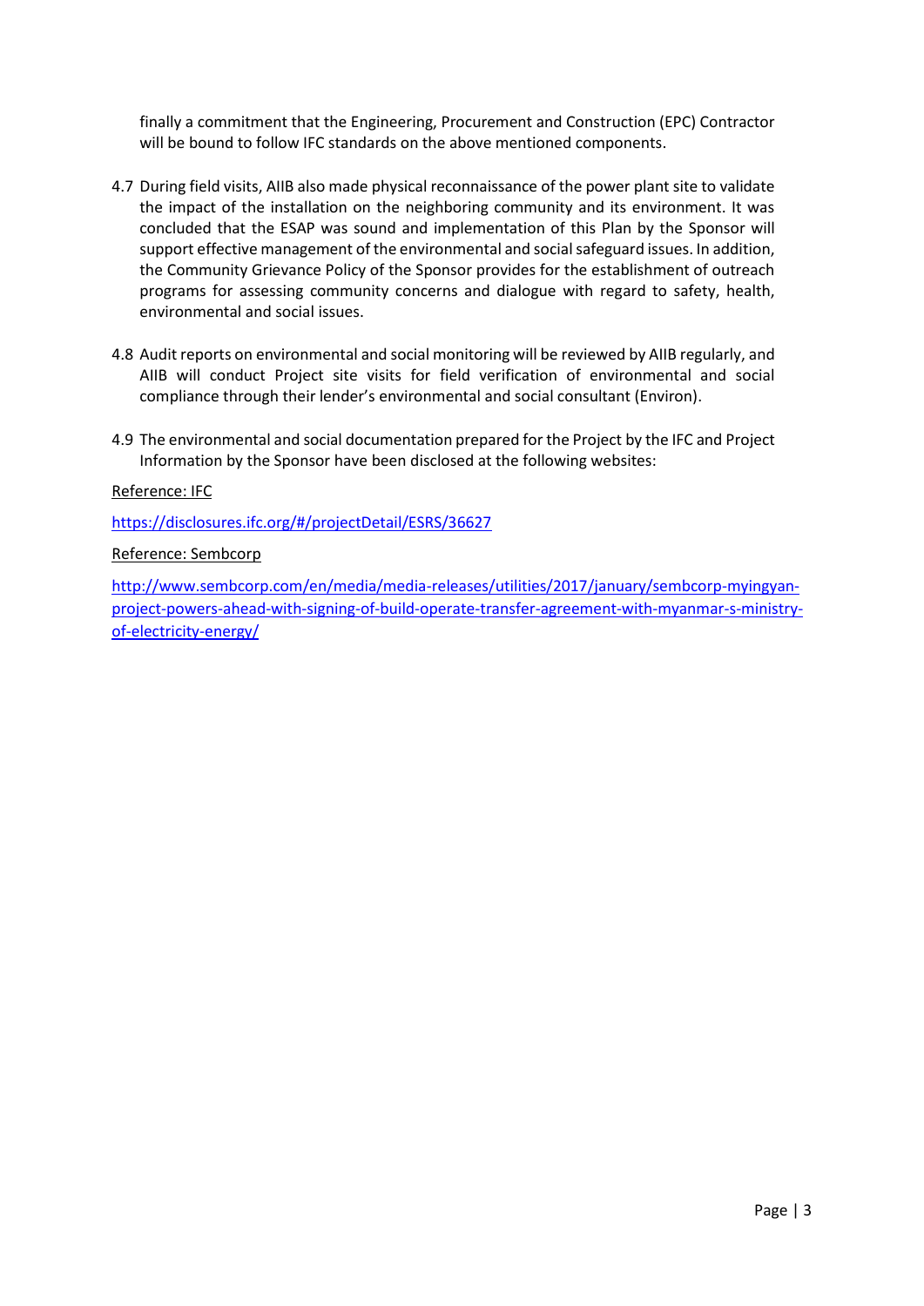finally a commitment that the Engineering, Procurement and Construction (EPC) Contractor will be bound to follow IFC standards on the above mentioned components.

4.7 During field visits, AIIB also made physical reconnaissance of the power plant site to validate the impact of the installation on the neighboring community and its environment. It was concluded that the ESAP was sound and implementation of this Plan by the Sponsor will support effective management of the environmental and social safeguard issues. In addition, the Community Grievance Policy of the Sponsor provides for the establishment of outreach programs for assessing community concerns and dialogue with regard to safety, health, environmental and social issues.

4.8 Audit reports on environmental and social monitoring will be reviewed by AIIB regularly, and AIIB will conduct Project site visits for field verification of environmental and social compliance through their lender's environmental and social consultant (Environ).

4.9 The environmental and social documentation prepared for the Project by the IFC and Project Information by the Sponsor have been disclosed at the following websites:

Reference: IFC

https://disclosures.ifc.org/#/projectDetail/ESRS/36627

Reference: Sembcorp

http://www.sembcorp.com/en/media/media-releases/utilities/2017/january/sembcorp-myingyan-project-powers-ahead-with-signing-of-build-operate-transfer-agreement-with-myanmar-s-ministry-of-electricity-energy/